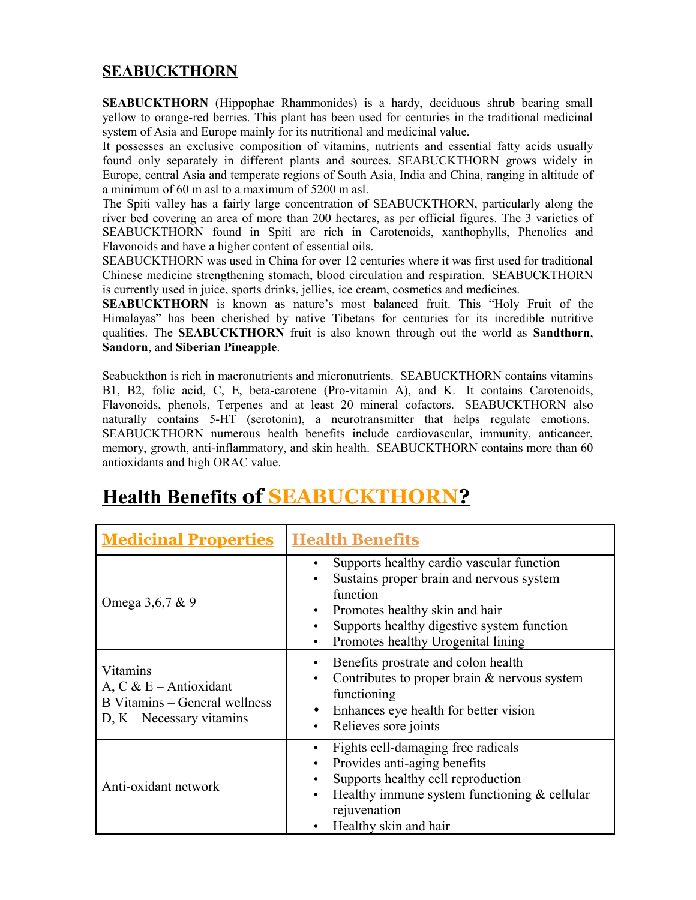# SEABUCKTHORN

**SEABUCKTHORN** (Hippophae Rhammonides) is a hardy, deciduous shrub bearing small yellow to orange-red berries. This plant has been used for centuries in the traditional medicinal system of Asia and Europe mainly for its nutritional and medicinal value.

It possesses an exclusive composition of vitamins, nutrients and essential fatty acids usually found only separately in different plants and sources. SEABUCKTHORN grows widely in Europe, central Asia and temperate regions of South Asia, India and China, ranging in altitude of a minimum of 60 m asl to a maximum of 5200 m asl.

The Spiti valley has a fairly large concentration of SEABUCKTHORN, particularly along the river bed covering an area of more than 200 hectares, as per official figures. The 3 varieties of SEABUCKTHORN found in Spiti are rich in Carotenoids, xanthophylls, Phenolics and Flavonoids and have a higher content of essential oils.

SEABUCKTHORN was used in China for over 12 centuries where it was first used for traditional Chinese medicine strengthening stomach, blood circulation and respiration. SEABUCKTHORN is currently used in juice, sports drinks, jellies, ice cream, cosmetics and medicines.

**SEABUCKTHORN** is known as nature's most balanced fruit. This "Holy Fruit of the Himalayas" has been cherished by native Tibetans for centuries for its incredible nutritive qualities. The **SEABUCKTHORN** fruit is also known through out the world as **Sandthorn**, **Sandorn**, and **Siberian Pineapple**.

Seabuckthon is rich in macronutrients and micronutrients. SEABUCKTHORN contains vitamins B1, B2, folic acid, C, E, beta-carotene (Pro-vitamin A), and K. It contains Carotenoids, Flavonoids, phenols, Terpenes and at least 20 mineral cofactors. SEABUCKTHORN also naturally contains 5-HT (serotonin), a neurotransmitter that helps regulate emotions. SEABUCKTHORN numerous health benefits include cardiovascular, immunity, anticancer, memory, growth, anti-inflammatory, and skin health. SEABUCKTHORN contains more than 60 antioxidants and high ORAC value.

## Health Benefits of SEABUCKTHORN?

| Medicinal Properties | Health Benefits |
|---|---|
| Omega 3,6,7 & 9 | • Supports healthy cardio vascular function<br>• Sustains proper brain and nervous system function<br>• Promotes healthy skin and hair<br>• Supports healthy digestive system function<br>• Promotes healthy Urogenital lining |
| Vitamins<br>A, C & E – Antioxidant<br>B Vitamins – General wellness<br>D, K – Necessary vitamins | • Benefits prostrate and colon health<br>• Contributes to proper brain & nervous system functioning<br>• Enhances eye health for better vision<br>• Relieves sore joints |
| Anti-oxidant network | • Fights cell-damaging free radicals<br>• Provides anti-aging benefits<br>• Supports healthy cell reproduction<br>• Healthy immune system functioning & cellular rejuvenation<br>• Healthy skin and hair |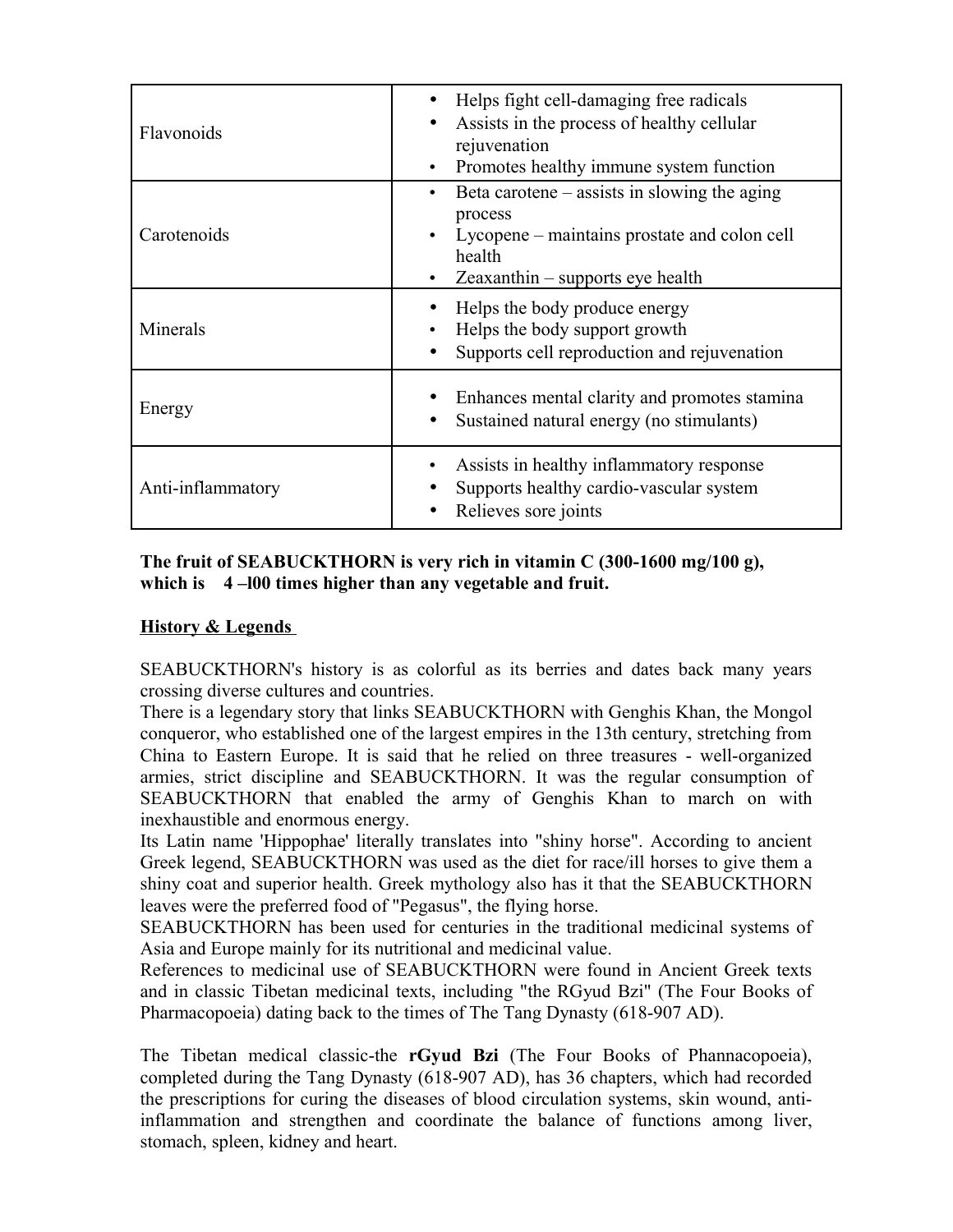| | |
|---|---|
| Flavonoids | • Helps fight cell-damaging free radicals<br>• Assists in the process of healthy cellular rejuvenation<br>• Promotes healthy immune system function |
| Carotenoids | • Beta carotene – assists in slowing the aging process<br>• Lycopene – maintains prostate and colon cell health<br>• Zeaxanthin – supports eye health |
| Minerals | • Helps the body produce energy<br>• Helps the body support growth<br>• Supports cell reproduction and rejuvenation |
| Energy | • Enhances mental clarity and promotes stamina<br>• Sustained natural energy (no stimulants) |
| Anti-inflammatory | • Assists in healthy inflammatory response<br>• Supports healthy cardio-vascular system<br>• Relieves sore joints |

**The fruit of SEABUCKTHORN is very rich in vitamin C (300-1600 mg/100 g), which is 4 –l00 times higher than any vegetable and fruit.**

## History & Legends

SEABUCKTHORN's history is as colorful as its berries and dates back many years crossing diverse cultures and countries.

There is a legendary story that links SEABUCKTHORN with Genghis Khan, the Mongol conqueror, who established one of the largest empires in the 13th century, stretching from China to Eastern Europe. It is said that he relied on three treasures - well-organized armies, strict discipline and SEABUCKTHORN. It was the regular consumption of SEABUCKTHORN that enabled the army of Genghis Khan to march on with inexhaustible and enormous energy.

Its Latin name 'Hippophae' literally translates into "shiny horse". According to ancient Greek legend, SEABUCKTHORN was used as the diet for race/ill horses to give them a shiny coat and superior health. Greek mythology also has it that the SEABUCKTHORN leaves were the preferred food of "Pegasus", the flying horse.

SEABUCKTHORN has been used for centuries in the traditional medicinal systems of Asia and Europe mainly for its nutritional and medicinal value.

References to medicinal use of SEABUCKTHORN were found in Ancient Greek texts and in classic Tibetan medicinal texts, including "the RGyud Bzi" (The Four Books of Pharmacopoeia) dating back to the times of The Tang Dynasty (618-907 AD).

The Tibetan medical classic-the **rGyud Bzi** (The Four Books of Phannacopoeia), completed during the Tang Dynasty (618-907 AD), has 36 chapters, which had recorded the prescriptions for curing the diseases of blood circulation systems, skin wound, anti-inflammation and strengthen and coordinate the balance of functions among liver, stomach, spleen, kidney and heart.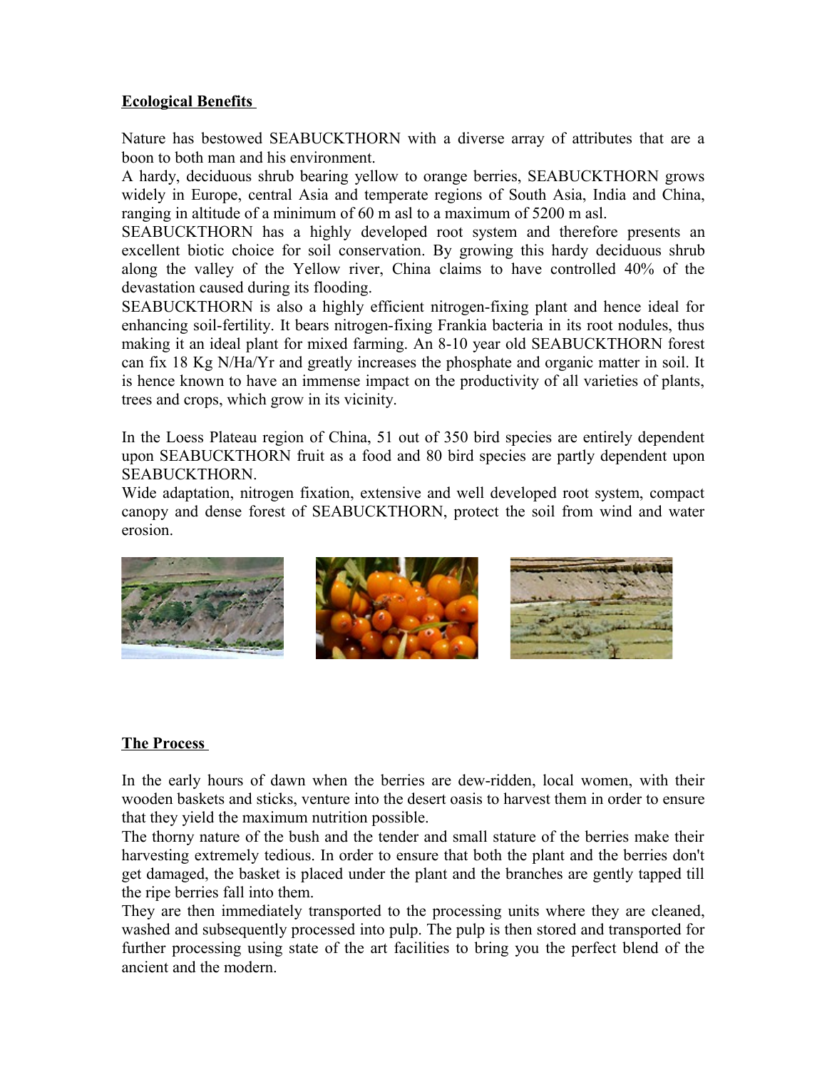## Ecological Benefits

Nature has bestowed SEABUCKTHORN with a diverse array of attributes that are a boon to both man and his environment.

A hardy, deciduous shrub bearing yellow to orange berries, SEABUCKTHORN grows widely in Europe, central Asia and temperate regions of South Asia, India and China, ranging in altitude of a minimum of 60 m asl to a maximum of 5200 m asl.

SEABUCKTHORN has a highly developed root system and therefore presents an excellent biotic choice for soil conservation. By growing this hardy deciduous shrub along the valley of the Yellow river, China claims to have controlled 40% of the devastation caused during its flooding.

SEABUCKTHORN is also a highly efficient nitrogen-fixing plant and hence ideal for enhancing soil-fertility. It bears nitrogen-fixing Frankia bacteria in its root nodules, thus making it an ideal plant for mixed farming. An 8-10 year old SEABUCKTHORN forest can fix 18 Kg N/Ha/Yr and greatly increases the phosphate and organic matter in soil. It is hence known to have an immense impact on the productivity of all varieties of plants, trees and crops, which grow in its vicinity.

In the Loess Plateau region of China, 51 out of 350 bird species are entirely dependent upon SEABUCKTHORN fruit as a food and 80 bird species are partly dependent upon SEABUCKTHORN.

Wide adaptation, nitrogen fixation, extensive and well developed root system, compact canopy and dense forest of SEABUCKTHORN, protect the soil from wind and water erosion.

## The Process

In the early hours of dawn when the berries are dew-ridden, local women, with their wooden baskets and sticks, venture into the desert oasis to harvest them in order to ensure that they yield the maximum nutrition possible.

The thorny nature of the bush and the tender and small stature of the berries make their harvesting extremely tedious. In order to ensure that both the plant and the berries don't get damaged, the basket is placed under the plant and the branches are gently tapped till the ripe berries fall into them.

They are then immediately transported to the processing units where they are cleaned, washed and subsequently processed into pulp. The pulp is then stored and transported for further processing using state of the art facilities to bring you the perfect blend of the ancient and the modern.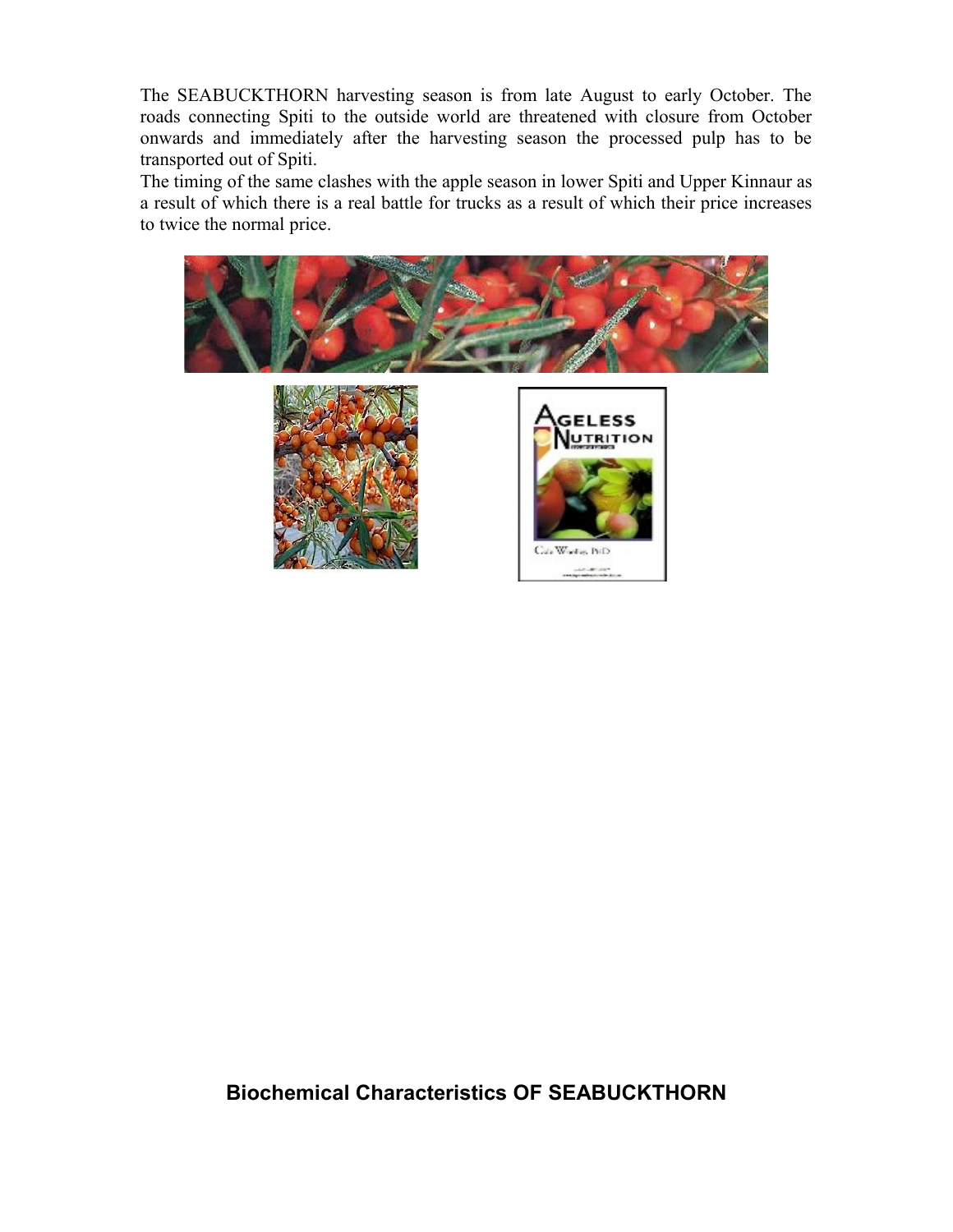The SEABUCKTHORN harvesting season is from late August to early October. The roads connecting Spiti to the outside world are threatened with closure from October onwards and immediately after the harvesting season the processed pulp has to be transported out of Spiti.

The timing of the same clashes with the apple season in lower Spiti and Upper Kinnaur as a result of which there is a real battle for trucks as a result of which their price increases to twice the normal price.

## Biochemical Characteristics OF SEABUCKTHORN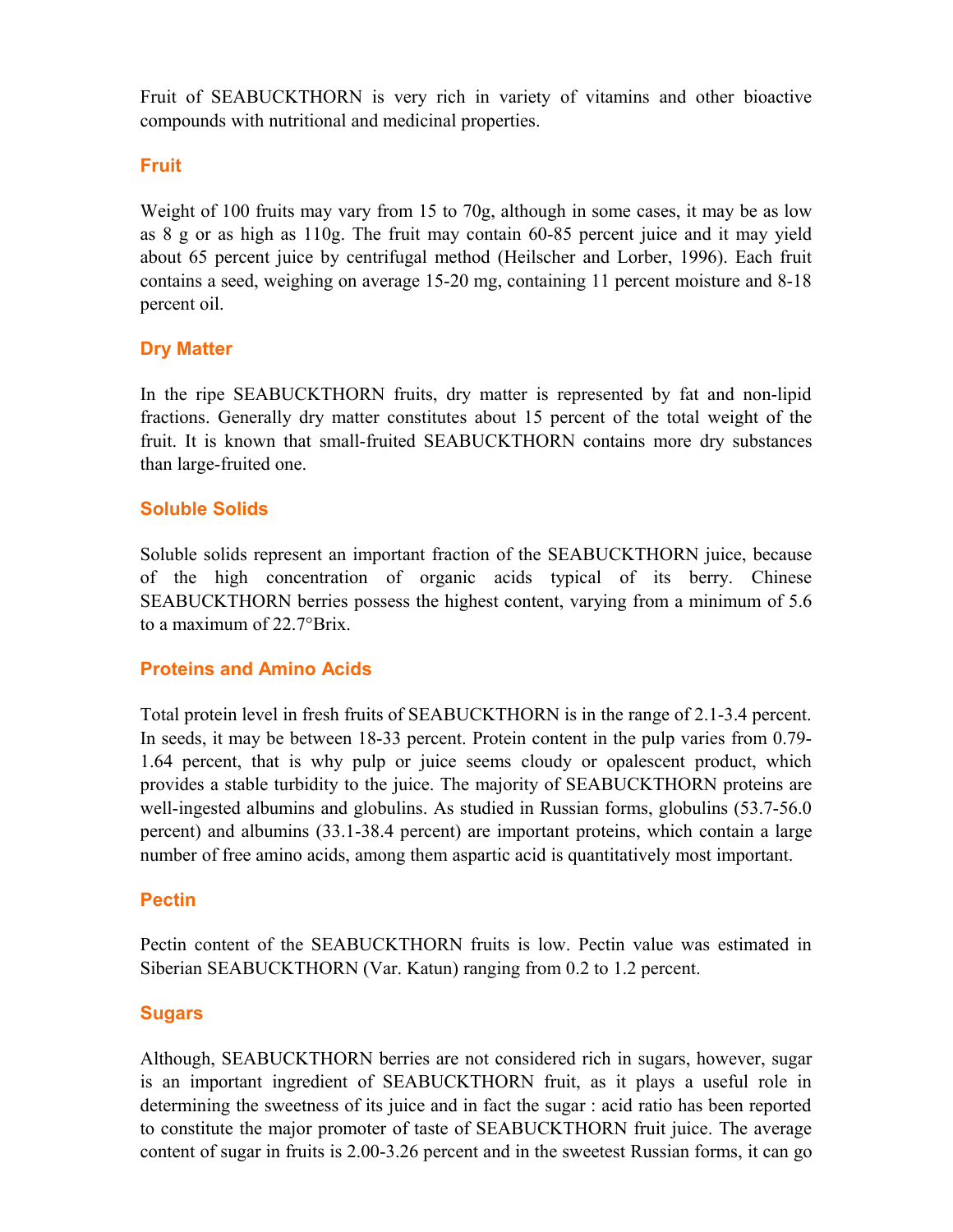Fruit of SEABUCKTHORN is very rich in variety of vitamins and other bioactive compounds with nutritional and medicinal properties.

## Fruit

Weight of 100 fruits may vary from 15 to 70g, although in some cases, it may be as low as 8 g or as high as 110g. The fruit may contain 60-85 percent juice and it may yield about 65 percent juice by centrifugal method (Heilscher and Lorber, 1996). Each fruit contains a seed, weighing on average 15-20 mg, containing 11 percent moisture and 8-18 percent oil.

## Dry Matter

In the ripe SEABUCKTHORN fruits, dry matter is represented by fat and non-lipid fractions. Generally dry matter constitutes about 15 percent of the total weight of the fruit. It is known that small-fruited SEABUCKTHORN contains more dry substances than large-fruited one.

## Soluble Solids

Soluble solids represent an important fraction of the SEABUCKTHORN juice, because of the high concentration of organic acids typical of its berry. Chinese SEABUCKTHORN berries possess the highest content, varying from a minimum of 5.6 to a maximum of 22.7°Brix.

## Proteins and Amino Acids

Total protein level in fresh fruits of SEABUCKTHORN is in the range of 2.1-3.4 percent. In seeds, it may be between 18-33 percent. Protein content in the pulp varies from 0.79-1.64 percent, that is why pulp or juice seems cloudy or opalescent product, which provides a stable turbidity to the juice. The majority of SEABUCKTHORN proteins are well-ingested albumins and globulins. As studied in Russian forms, globulins (53.7-56.0 percent) and albumins (33.1-38.4 percent) are important proteins, which contain a large number of free amino acids, among them aspartic acid is quantitatively most important.

## Pectin

Pectin content of the SEABUCKTHORN fruits is low. Pectin value was estimated in Siberian SEABUCKTHORN (Var. Katun) ranging from 0.2 to 1.2 percent.

## Sugars

Although, SEABUCKTHORN berries are not considered rich in sugars, however, sugar is an important ingredient of SEABUCKTHORN fruit, as it plays a useful role in determining the sweetness of its juice and in fact the sugar : acid ratio has been reported to constitute the major promoter of taste of SEABUCKTHORN fruit juice. The average content of sugar in fruits is 2.00-3.26 percent and in the sweetest Russian forms, it can go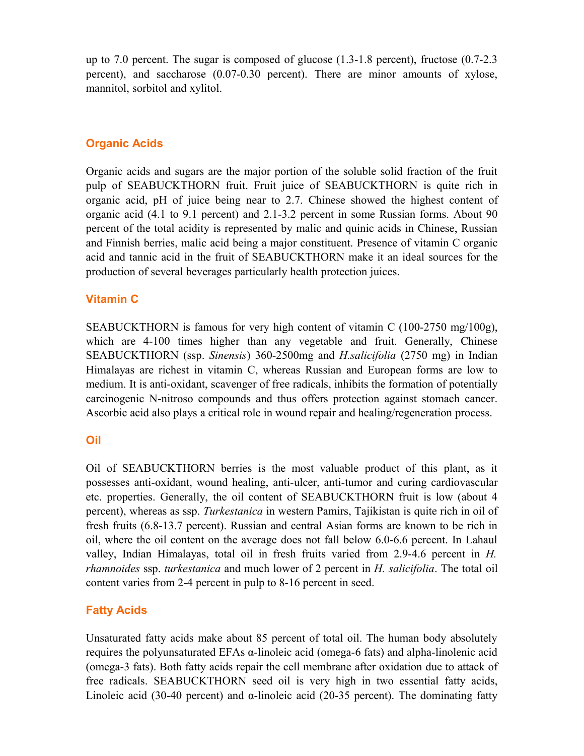up to 7.0 percent. The sugar is composed of glucose (1.3-1.8 percent), fructose (0.7-2.3 percent), and saccharose (0.07-0.30 percent). There are minor amounts of xylose, mannitol, sorbitol and xylitol.

## Organic Acids

Organic acids and sugars are the major portion of the soluble solid fraction of the fruit pulp of SEABUCKTHORN fruit. Fruit juice of SEABUCKTHORN is quite rich in organic acid, pH of juice being near to 2.7. Chinese showed the highest content of organic acid (4.1 to 9.1 percent) and 2.1-3.2 percent in some Russian forms. About 90 percent of the total acidity is represented by malic and quinic acids in Chinese, Russian and Finnish berries, malic acid being a major constituent. Presence of vitamin C organic acid and tannic acid in the fruit of SEABUCKTHORN make it an ideal sources for the production of several beverages particularly health protection juices.

## Vitamin C

SEABUCKTHORN is famous for very high content of vitamin C (100-2750 mg/100g), which are 4-100 times higher than any vegetable and fruit. Generally, Chinese SEABUCKTHORN (ssp. *Sinensis*) 360-2500mg and *H.salicifolia* (2750 mg) in Indian Himalayas are richest in vitamin C, whereas Russian and European forms are low to medium. It is anti-oxidant, scavenger of free radicals, inhibits the formation of potentially carcinogenic N-nitroso compounds and thus offers protection against stomach cancer. Ascorbic acid also plays a critical role in wound repair and healing/regeneration process.

## Oil

Oil of SEABUCKTHORN berries is the most valuable product of this plant, as it possesses anti-oxidant, wound healing, anti-ulcer, anti-tumor and curing cardiovascular etc. properties. Generally, the oil content of SEABUCKTHORN fruit is low (about 4 percent), whereas as ssp. *Turkestanica* in western Pamirs, Tajikistan is quite rich in oil of fresh fruits (6.8-13.7 percent). Russian and central Asian forms are known to be rich in oil, where the oil content on the average does not fall below 6.0-6.6 percent. In Lahaul valley, Indian Himalayas, total oil in fresh fruits varied from 2.9-4.6 percent in *H. rhamnoides* ssp. *turkestanica* and much lower of 2 percent in *H. salicifolia*. The total oil content varies from 2-4 percent in pulp to 8-16 percent in seed.

## Fatty Acids

Unsaturated fatty acids make about 85 percent of total oil. The human body absolutely requires the polyunsaturated EFAs α-linoleic acid (omega-6 fats) and alpha-linolenic acid (omega-3 fats). Both fatty acids repair the cell membrane after oxidation due to attack of free radicals. SEABUCKTHORN seed oil is very high in two essential fatty acids, Linoleic acid (30-40 percent) and α-linoleic acid (20-35 percent). The dominating fatty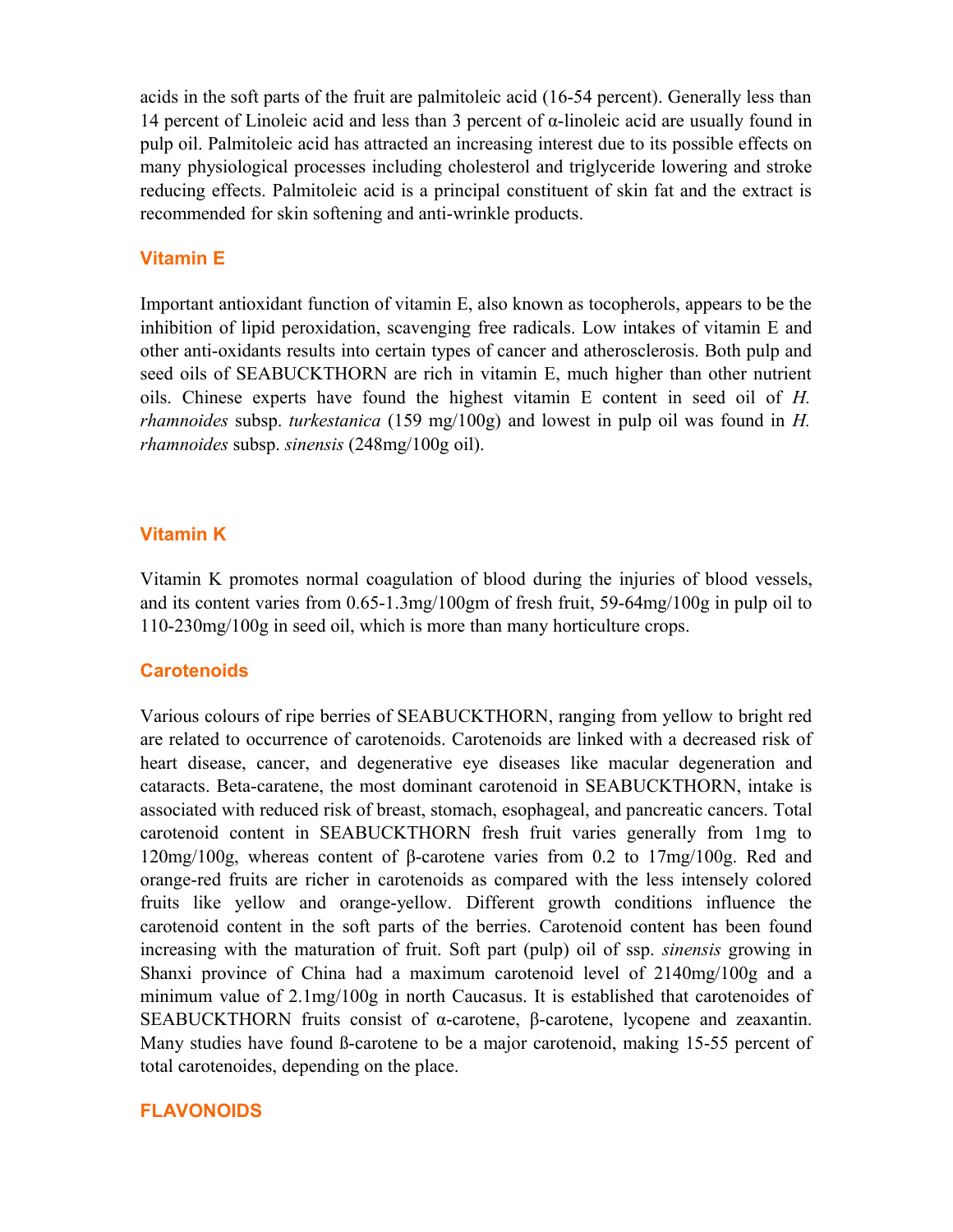acids in the soft parts of the fruit are palmitoleic acid (16-54 percent). Generally less than 14 percent of Linoleic acid and less than 3 percent of α-linoleic acid are usually found in pulp oil. Palmitoleic acid has attracted an increasing interest due to its possible effects on many physiological processes including cholesterol and triglyceride lowering and stroke reducing effects. Palmitoleic acid is a principal constituent of skin fat and the extract is recommended for skin softening and anti-wrinkle products.

## Vitamin E

Important antioxidant function of vitamin E, also known as tocopherols, appears to be the inhibition of lipid peroxidation, scavenging free radicals. Low intakes of vitamin E and other anti-oxidants results into certain types of cancer and atherosclerosis. Both pulp and seed oils of SEABUCKTHORN are rich in vitamin E, much higher than other nutrient oils. Chinese experts have found the highest vitamin E content in seed oil of *H. rhamnoides* subsp. *turkestanica* (159 mg/100g) and lowest in pulp oil was found in *H. rhamnoides* subsp. *sinensis* (248mg/100g oil).

## Vitamin K

Vitamin K promotes normal coagulation of blood during the injuries of blood vessels, and its content varies from 0.65-1.3mg/100gm of fresh fruit, 59-64mg/100g in pulp oil to 110-230mg/100g in seed oil, which is more than many horticulture crops.

## Carotenoids

Various colours of ripe berries of SEABUCKTHORN, ranging from yellow to bright red are related to occurrence of carotenoids. Carotenoids are linked with a decreased risk of heart disease, cancer, and degenerative eye diseases like macular degeneration and cataracts. Beta-caratene, the most dominant carotenoid in SEABUCKTHORN, intake is associated with reduced risk of breast, stomach, esophageal, and pancreatic cancers. Total carotenoid content in SEABUCKTHORN fresh fruit varies generally from 1mg to 120mg/100g, whereas content of β-carotene varies from 0.2 to 17mg/100g. Red and orange-red fruits are richer in carotenoids as compared with the less intensely colored fruits like yellow and orange-yellow. Different growth conditions influence the carotenoid content in the soft parts of the berries. Carotenoid content has been found increasing with the maturation of fruit. Soft part (pulp) oil of ssp. *sinensis* growing in Shanxi province of China had a maximum carotenoid level of 2140mg/100g and a minimum value of 2.1mg/100g in north Caucasus. It is established that carotenoides of SEABUCKTHORN fruits consist of α-carotene, β-carotene, lycopene and zeaxantin. Many studies have found ß-carotene to be a major carotenoid, making 15-55 percent of total carotenoides, depending on the place.

## FLAVONOIDS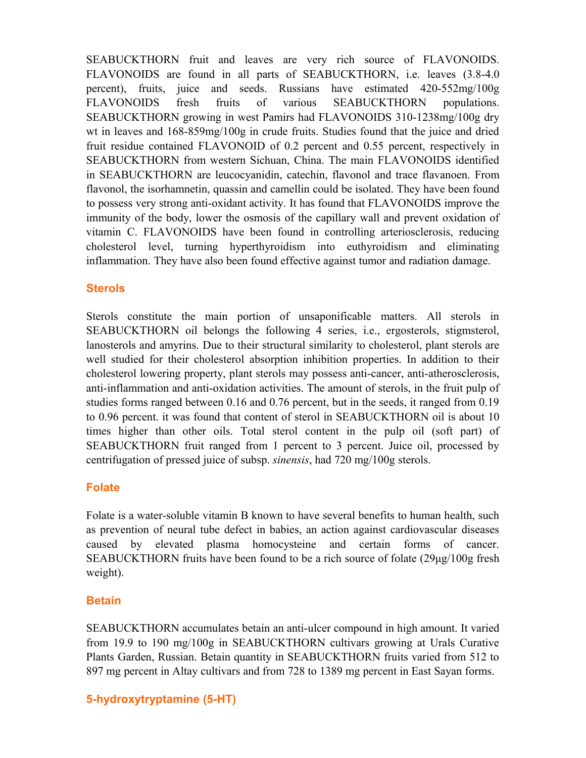SEABUCKTHORN fruit and leaves are very rich source of FLAVONOIDS. FLAVONOIDS are found in all parts of SEABUCKTHORN, i.e. leaves (3.8-4.0 percent), fruits, juice and seeds. Russians have estimated 420-552mg/100g FLAVONOIDS fresh fruits of various SEABUCKTHORN populations. SEABUCKTHORN growing in west Pamirs had FLAVONOIDS 310-1238mg/100g dry wt in leaves and 168-859mg/100g in crude fruits. Studies found that the juice and dried fruit residue contained FLAVONOID of 0.2 percent and 0.55 percent, respectively in SEABUCKTHORN from western Sichuan, China. The main FLAVONOIDS identified in SEABUCKTHORN are leucocyanidin, catechin, flavonol and trace flavanoen. From flavonol, the isorhamnetin, quassin and camellin could be isolated. They have been found to possess very strong anti-oxidant activity. It has found that FLAVONOIDS improve the immunity of the body, lower the osmosis of the capillary wall and prevent oxidation of vitamin C. FLAVONOIDS have been found in controlling arteriosclerosis, reducing cholesterol level, turning hyperthyroidism into euthyroidism and eliminating inflammation. They have also been found effective against tumor and radiation damage.

### Sterols

Sterols constitute the main portion of unsaponificable matters. All sterols in SEABUCKTHORN oil belongs the following 4 series, i.e., ergosterols, stigmsterol, lanosterols and amyrins. Due to their structural similarity to cholesterol, plant sterols are well studied for their cholesterol absorption inhibition properties. In addition to their cholesterol lowering property, plant sterols may possess anti-cancer, anti-atherosclerosis, anti-inflammation and anti-oxidation activities. The amount of sterols, in the fruit pulp of studies forms ranged between 0.16 and 0.76 percent, but in the seeds, it ranged from 0.19 to 0.96 percent. it was found that content of sterol in SEABUCKTHORN oil is about 10 times higher than other oils. Total sterol content in the pulp oil (soft part) of SEABUCKTHORN fruit ranged from 1 percent to 3 percent. Juice oil, processed by centrifugation of pressed juice of subsp. *sinensis*, had 720 mg/100g sterols.

### Folate

Folate is a water-soluble vitamin B known to have several benefits to human health, such as prevention of neural tube defect in babies, an action against cardiovascular diseases caused by elevated plasma homocysteine and certain forms of cancer. SEABUCKTHORN fruits have been found to be a rich source of folate (29µg/100g fresh weight).

### Betain

SEABUCKTHORN accumulates betain an anti-ulcer compound in high amount. It varied from 19.9 to 190 mg/100g in SEABUCKTHORN cultivars growing at Urals Curative Plants Garden, Russian. Betain quantity in SEABUCKTHORN fruits varied from 512 to 897 mg percent in Altay cultivars and from 728 to 1389 mg percent in East Sayan forms.

### 5-hydroxytryptamine (5-HT)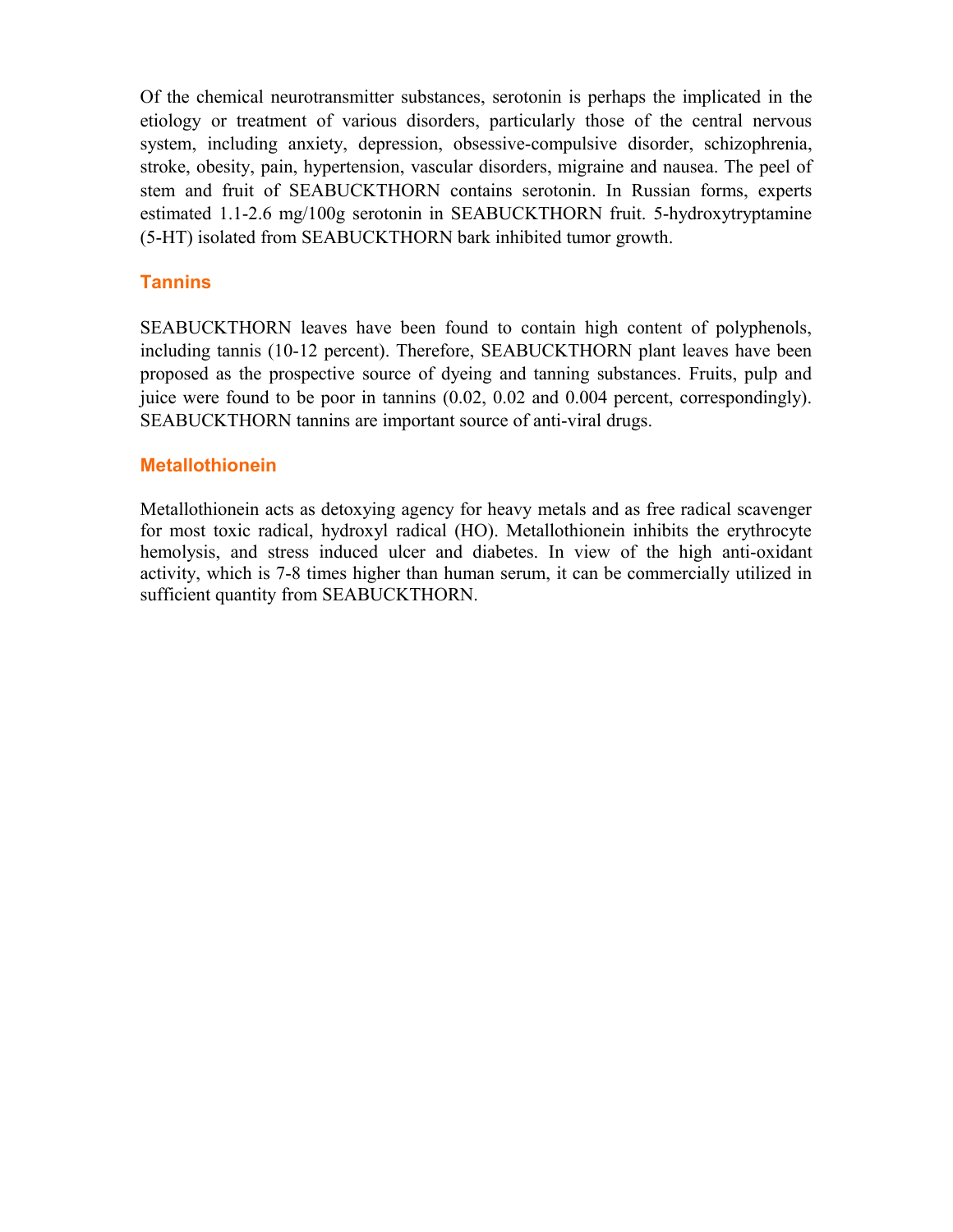Of the chemical neurotransmitter substances, serotonin is perhaps the implicated in the etiology or treatment of various disorders, particularly those of the central nervous system, including anxiety, depression, obsessive-compulsive disorder, schizophrenia, stroke, obesity, pain, hypertension, vascular disorders, migraine and nausea. The peel of stem and fruit of SEABUCKTHORN contains serotonin. In Russian forms, experts estimated 1.1-2.6 mg/100g serotonin in SEABUCKTHORN fruit. 5-hydroxytryptamine (5-HT) isolated from SEABUCKTHORN bark inhibited tumor growth.

## Tannins

SEABUCKTHORN leaves have been found to contain high content of polyphenols, including tannis (10-12 percent). Therefore, SEABUCKTHORN plant leaves have been proposed as the prospective source of dyeing and tanning substances. Fruits, pulp and juice were found to be poor in tannins (0.02, 0.02 and 0.004 percent, correspondingly). SEABUCKTHORN tannins are important source of anti-viral drugs.

## Metallothionein

Metallothionein acts as detoxying agency for heavy metals and as free radical scavenger for most toxic radical, hydroxyl radical (HO). Metallothionein inhibits the erythrocyte hemolysis, and stress induced ulcer and diabetes. In view of the high anti-oxidant activity, which is 7-8 times higher than human serum, it can be commercially utilized in sufficient quantity from SEABUCKTHORN.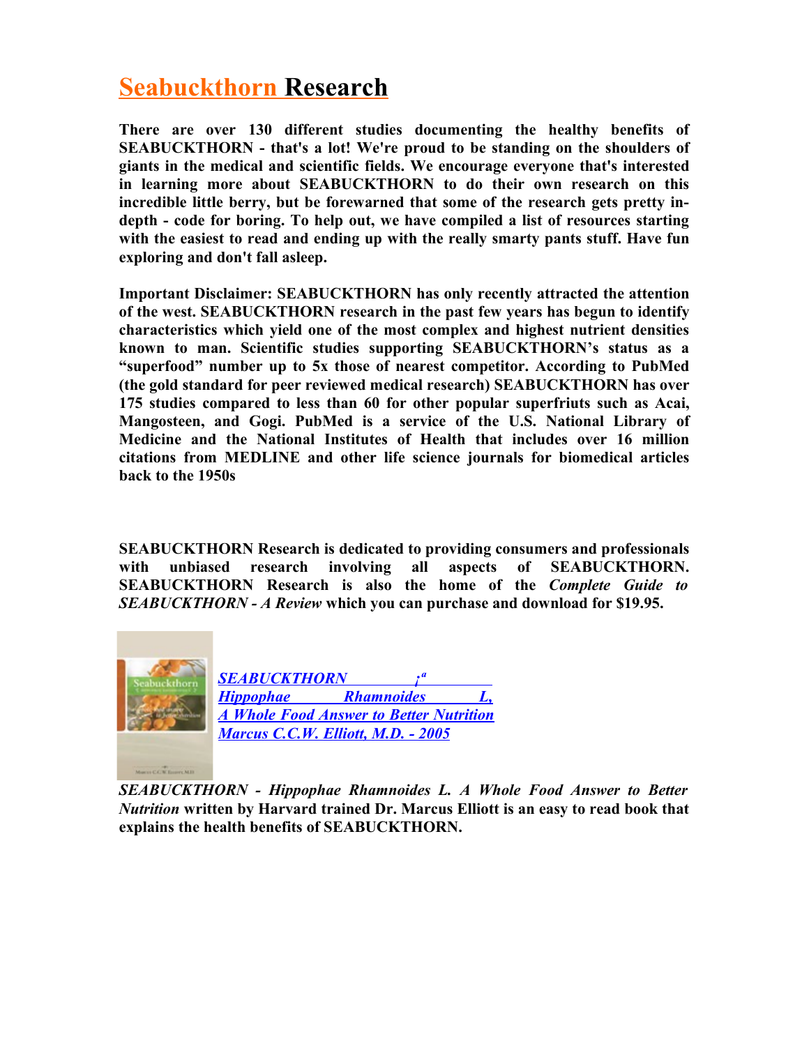# Seabuckthorn Research

**There are over 130 different studies documenting the healthy benefits of SEABUCKTHORN - that's a lot! We're proud to be standing on the shoulders of giants in the medical and scientific fields. We encourage everyone that's interested in learning more about SEABUCKTHORN to do their own research on this incredible little berry, but be forewarned that some of the research gets pretty in-depth - code for boring. To help out, we have compiled a list of resources starting with the easiest to read and ending up with the really smarty pants stuff. Have fun exploring and don't fall asleep.**

**Important Disclaimer: SEABUCKTHORN has only recently attracted the attention of the west. SEABUCKTHORN research in the past few years has begun to identify characteristics which yield one of the most complex and highest nutrient densities known to man. Scientific studies supporting SEABUCKTHORN's status as a "superfood" number up to 5x those of nearest competitor. According to PubMed (the gold standard for peer reviewed medical research) SEABUCKTHORN has over 175 studies compared to less than 60 for other popular superfriuts such as Acai, Mangosteen, and Gogi. PubMed is a service of the U.S. National Library of Medicine and the National Institutes of Health that includes over 16 million citations from MEDLINE and other life science journals for biomedical articles back to the 1950s**

**SEABUCKTHORN Research is dedicated to providing consumers and professionals with unbiased research involving all aspects of SEABUCKTHORN. SEABUCKTHORN Research is also the home of the *Complete Guide to SEABUCKTHORN - A Review* which you can purchase and download for $19.95.**

***SEABUCKTHORN ¡ª Hippophae Rhamnoides L, A Whole Food Answer to Better Nutrition Marcus C.C.W. Elliott, M.D. - 2005***

***SEABUCKTHORN - Hippophae Rhamnoides L. A Whole Food Answer to Better Nutrition* written by Harvard trained Dr. Marcus Elliott is an easy to read book that explains the health benefits of SEABUCKTHORN.**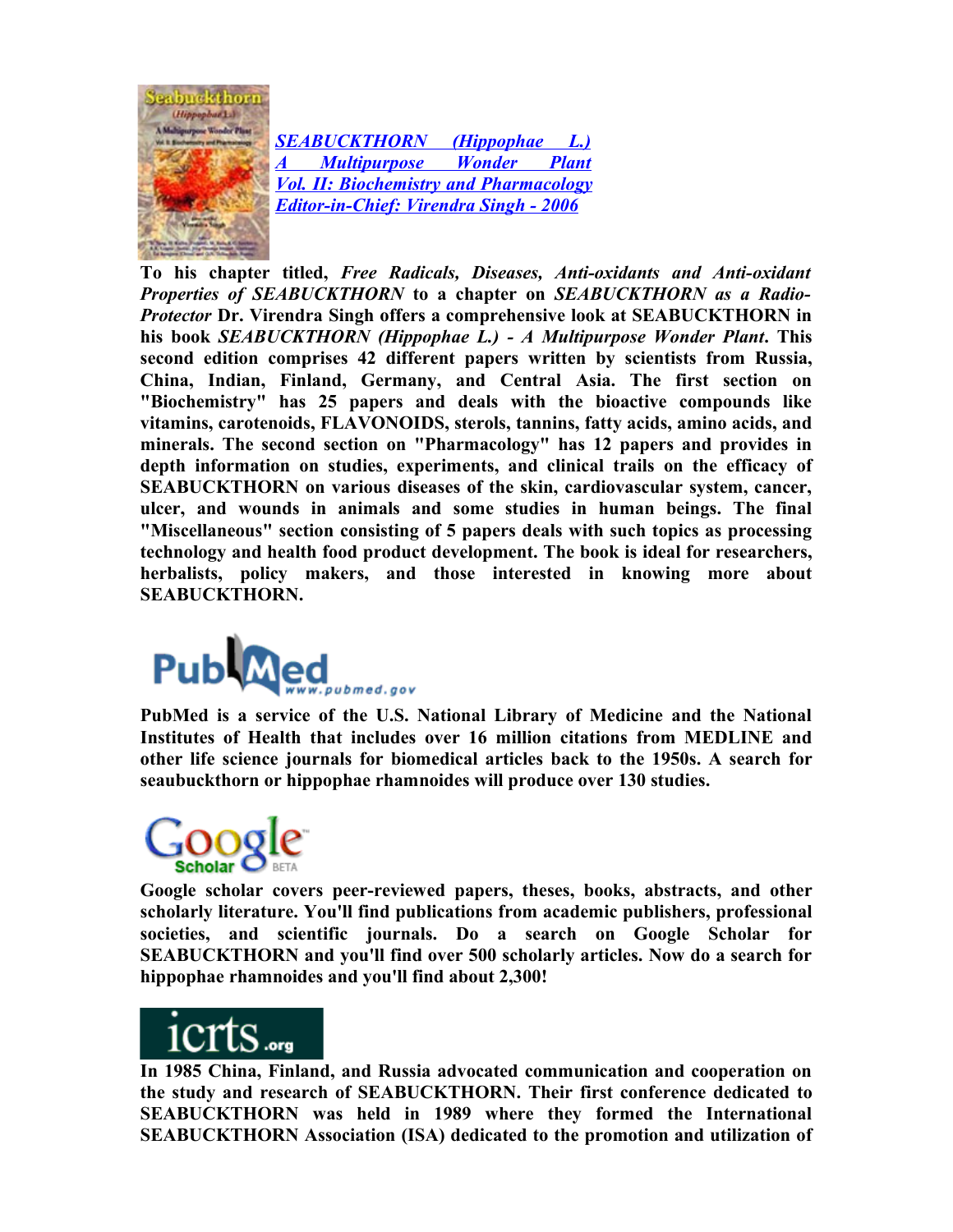[*SEABUCKTHORN (Hippophae L.) A Multipurpose Wonder Plant Vol. II: Biochemistry and Pharmacology Editor-in-Chief: Virendra Singh - 2006*]

**To his chapter titled, *Free Radicals, Diseases, Anti-oxidants and Anti-oxidant Properties of SEABUCKTHORN* to a chapter on *SEABUCKTHORN as a Radio-Protector* Dr. Virendra Singh offers a comprehensive look at SEABUCKTHORN in his book *SEABUCKTHORN (Hippophae L.) - A Multipurpose Wonder Plant*. This second edition comprises 42 different papers written by scientists from Russia, China, Indian, Finland, Germany, and Central Asia. The first section on "Biochemistry" has 25 papers and deals with the bioactive compounds like vitamins, carotenoids, FLAVONOIDS, sterols, tannins, fatty acids, amino acids, and minerals. The second section on "Pharmacology" has 12 papers and provides in depth information on studies, experiments, and clinical trails on the efficacy of SEABUCKTHORN on various diseases of the skin, cardiovascular system, cancer, ulcer, and wounds in animals and some studies in human beings. The final "Miscellaneous" section consisting of 5 papers deals with such topics as processing technology and health food product development. The book is ideal for researchers, herbalists, policy makers, and those interested in knowing more about SEABUCKTHORN.**

**PubMed www.pubmed.gov**

**PubMed is a service of the U.S. National Library of Medicine and the National Institutes of Health that includes over 16 million citations from MEDLINE and other life science journals for biomedical articles back to the 1950s. A search for seaubuckthorn or hippophae rhamnoides will produce over 130 studies.**

**Google Scholar BETA**

**Google scholar covers peer-reviewed papers, theses, books, abstracts, and other scholarly literature. You'll find publications from academic publishers, professional societies, and scientific journals. Do a search on Google Scholar for SEABUCKTHORN and you'll find over 500 scholarly articles. Now do a search for hippophae rhamnoides and you'll find about 2,300!**

**icrts.org**

**In 1985 China, Finland, and Russia advocated communication and cooperation on the study and research of SEABUCKTHORN. Their first conference dedicated to SEABUCKTHORN was held in 1989 where they formed the International SEABUCKTHORN Association (ISA) dedicated to the promotion and utilization of**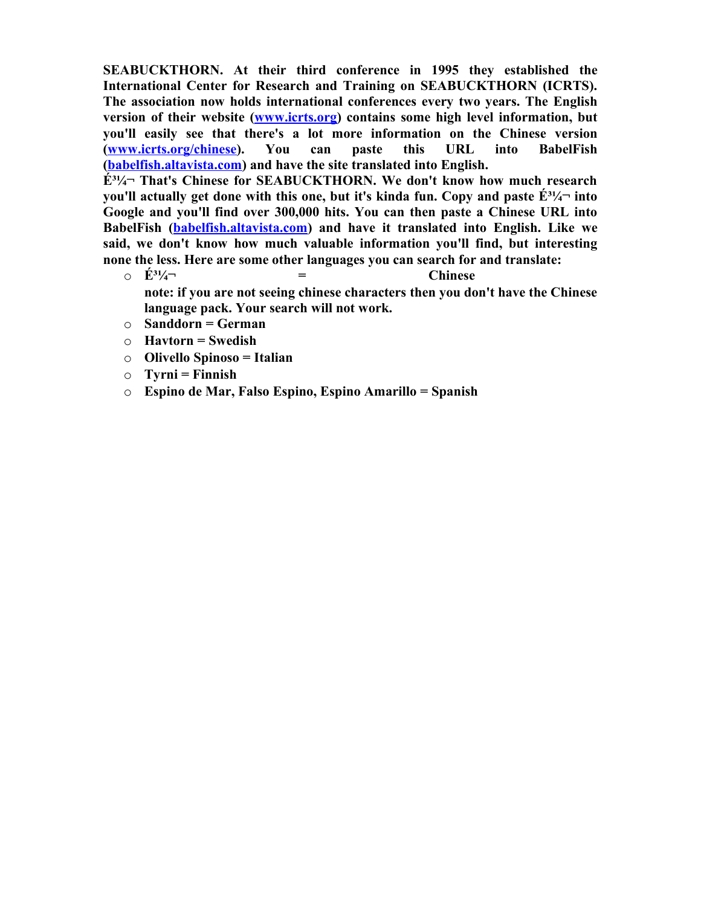**SEABUCKTHORN. At their third conference in 1995 they established the International Center for Research and Training on SEABUCKTHORN (ICRTS). The association now holds international conferences every two years. The English version of their website ([www.icrts.org](http://www.icrts.org)) contains some high level information, but you'll easily see that there's a lot more information on the Chinese version ([www.icrts.org/chinese](http://www.icrts.org/chinese)). You can paste this URL into BabelFish ([babelfish.altavista.com](http://babelfish.altavista.com)) and have the site translated into English.**

**É³¼¬ That's Chinese for SEABUCKTHORN. We don't know how much research you'll actually get done with this one, but it's kinda fun. Copy and paste É³¼¬ into Google and you'll find over 300,000 hits. You can then paste a Chinese URL into BabelFish ([babelfish.altavista.com](http://babelfish.altavista.com)) and have it translated into English. Like we said, we don't know how much valuable information you'll find, but interesting none the less. Here are some other languages you can search for and translate:**

- **É³¼¬ = Chinese**
  **note: if you are not seeing chinese characters then you don't have the Chinese language pack. Your search will not work.**
- **Sanddorn = German**
- **Havtorn = Swedish**
- **Olivello Spinoso = Italian**
- **Tyrni = Finnish**
- **Espino de Mar, Falso Espino, Espino Amarillo = Spanish**